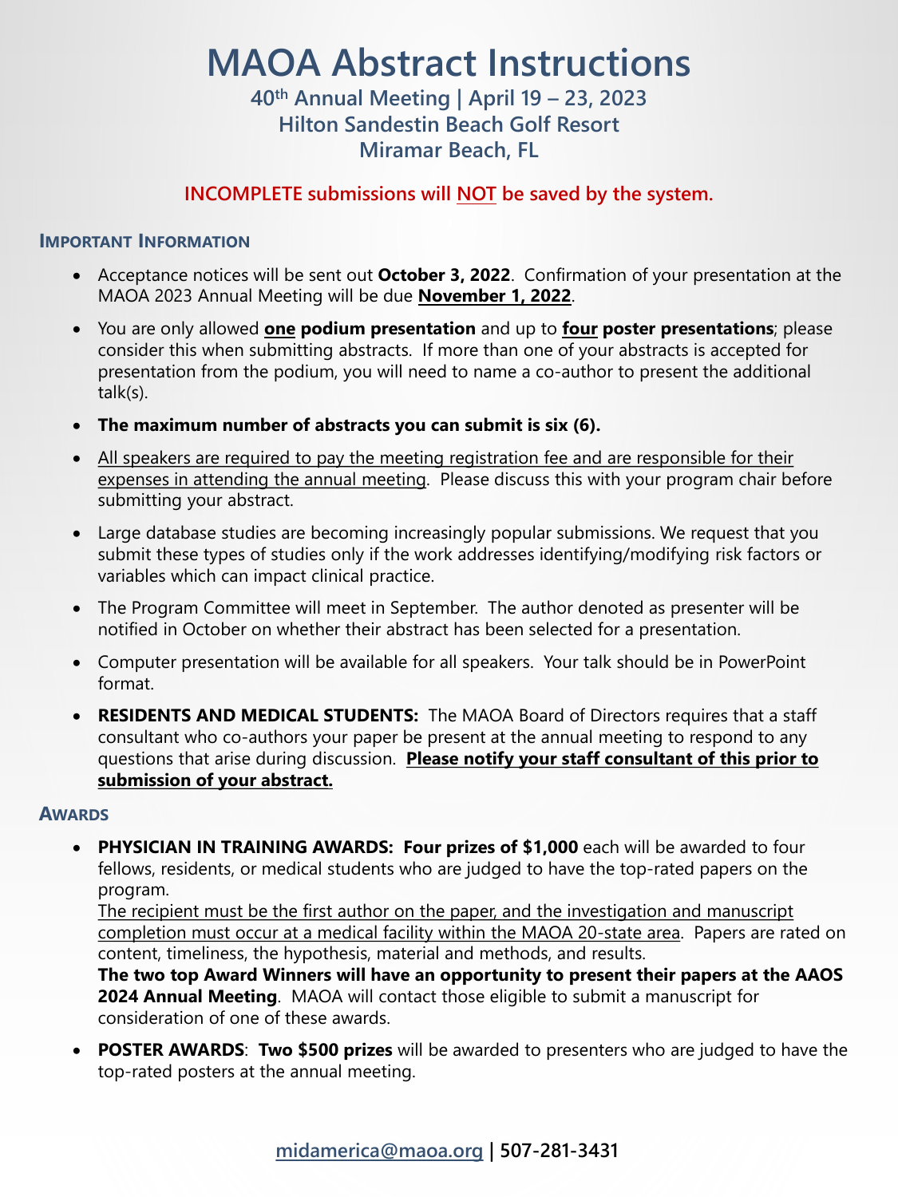# MAOA Abstract Instructions

**40th Annual Meeting | April 19 – 23, 2023**
**Hilton Sandestin Beach Golf Resort**
**Miramar Beach, FL**

**INCOMPLETE submissions will NOT be saved by the system.**

## Important Information

- Acceptance notices will be sent out **October 3, 2022**. Confirmation of your presentation at the MAOA 2023 Annual Meeting will be due **November 1, 2022**.
- You are only allowed **one podium presentation** and up to **four poster presentations**; please consider this when submitting abstracts. If more than one of your abstracts is accepted for presentation from the podium, you will need to name a co-author to present the additional talk(s).
- **The maximum number of abstracts you can submit is six (6).**
- All speakers are required to pay the meeting registration fee and are responsible for their expenses in attending the annual meeting. Please discuss this with your program chair before submitting your abstract.
- Large database studies are becoming increasingly popular submissions. We request that you submit these types of studies only if the work addresses identifying/modifying risk factors or variables which can impact clinical practice.
- The Program Committee will meet in September. The author denoted as presenter will be notified in October on whether their abstract has been selected for a presentation.
- Computer presentation will be available for all speakers. Your talk should be in PowerPoint format.
- **RESIDENTS AND MEDICAL STUDENTS:** The MAOA Board of Directors requires that a staff consultant who co-authors your paper be present at the annual meeting to respond to any questions that arise during discussion. **Please notify your staff consultant of this prior to submission of your abstract.**

## Awards

- **PHYSICIAN IN TRAINING AWARDS: Four prizes of $1,000** each will be awarded to four fellows, residents, or medical students who are judged to have the top-rated papers on the program.
  The recipient must be the first author on the paper, and the investigation and manuscript completion must occur at a medical facility within the MAOA 20-state area. Papers are rated on content, timeliness, the hypothesis, material and methods, and results.
  **The two top Award Winners will have an opportunity to present their papers at the AAOS 2024 Annual Meeting**. MAOA will contact those eligible to submit a manuscript for consideration of one of these awards.
- **POSTER AWARDS**: **Two $500 prizes** will be awarded to presenters who are judged to have the top-rated posters at the annual meeting.

midamerica@maoa.org | 507-281-3431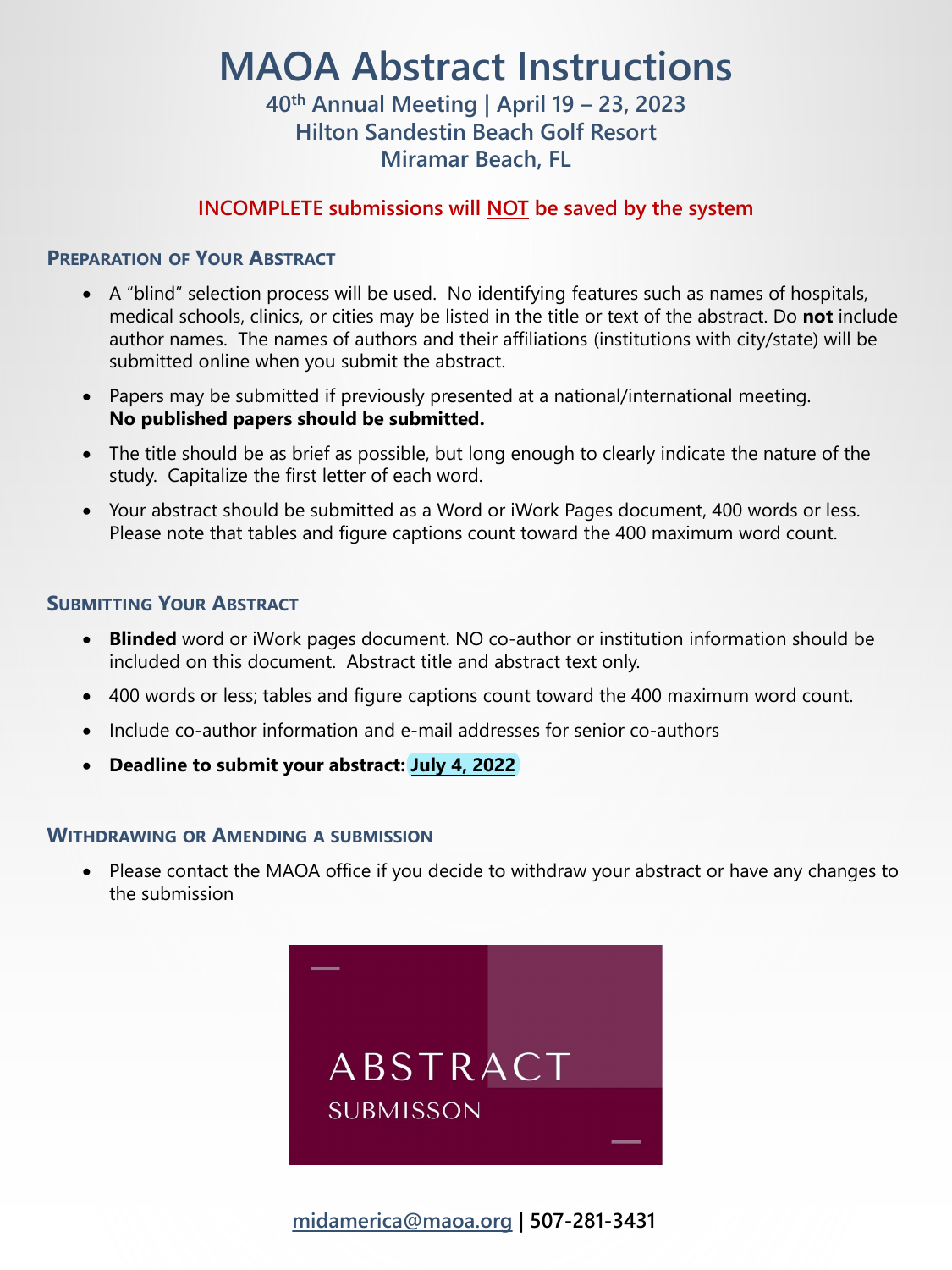# MAOA Abstract Instructions

**40th Annual Meeting | April 19 – 23, 2023**
**Hilton Sandestin Beach Golf Resort**
**Miramar Beach, FL**

**INCOMPLETE submissions will NOT be saved by the system**

## Preparation of Your Abstract

- A "blind" selection process will be used. No identifying features such as names of hospitals, medical schools, clinics, or cities may be listed in the title or text of the abstract. Do **not** include author names. The names of authors and their affiliations (institutions with city/state) will be submitted online when you submit the abstract.
- Papers may be submitted if previously presented at a national/international meeting. **No published papers should be submitted.**
- The title should be as brief as possible, but long enough to clearly indicate the nature of the study. Capitalize the first letter of each word.
- Your abstract should be submitted as a Word or iWork Pages document, 400 words or less. Please note that tables and figure captions count toward the 400 maximum word count.

## Submitting Your Abstract

- **Blinded** word or iWork pages document. NO co-author or institution information should be included on this document. Abstract title and abstract text only.
- 400 words or less; tables and figure captions count toward the 400 maximum word count.
- Include co-author information and e-mail addresses for senior co-authors
- **Deadline to submit your abstract: July 4, 2022**

## Withdrawing or Amending a submission

- Please contact the MAOA office if you decide to withdraw your abstract or have any changes to the submission

ABSTRACT
SUBMISSON

midamerica@maoa.org | 507-281-3431